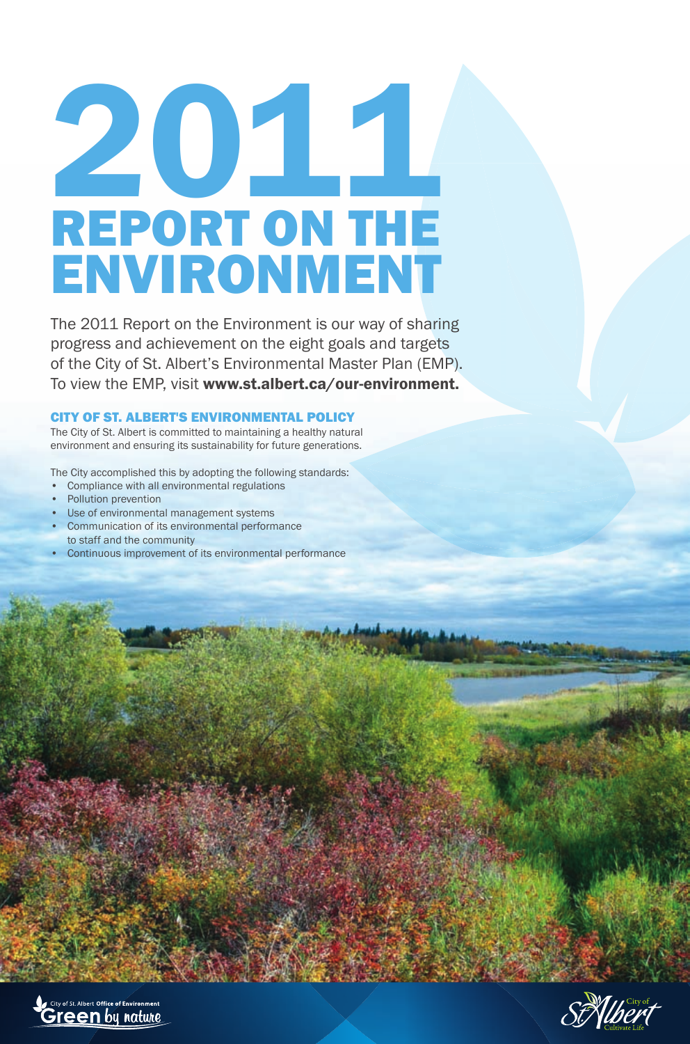# 2011 REPORT ON THE ENVIRONMENT

The 2011 Report on the Environment is our way of sharing progress and achievement on the eight goals and targets of the City of St. Albert's Environmental Master Plan (EMP). To view the EMP, visit **www.st.albert.ca/our-environment.**

## CITY OF ST. ALBERT'S ENVIRONMENTAL POLICY

The City of St. Albert is committed to maintaining a healthy natural environment and ensuring its sustainability for future generations.

The City accomplished this by adopting the following standards:

- Compliance with all environmental regulations
- Pollution prevention
- Use of environmental management systems
- Communication of its environmental performance to staff and the community
- Continuous improvement of its environmental performance

City of St. Albert **Office of Environment**
Green by nature

City of St. Albert
Cultivate Life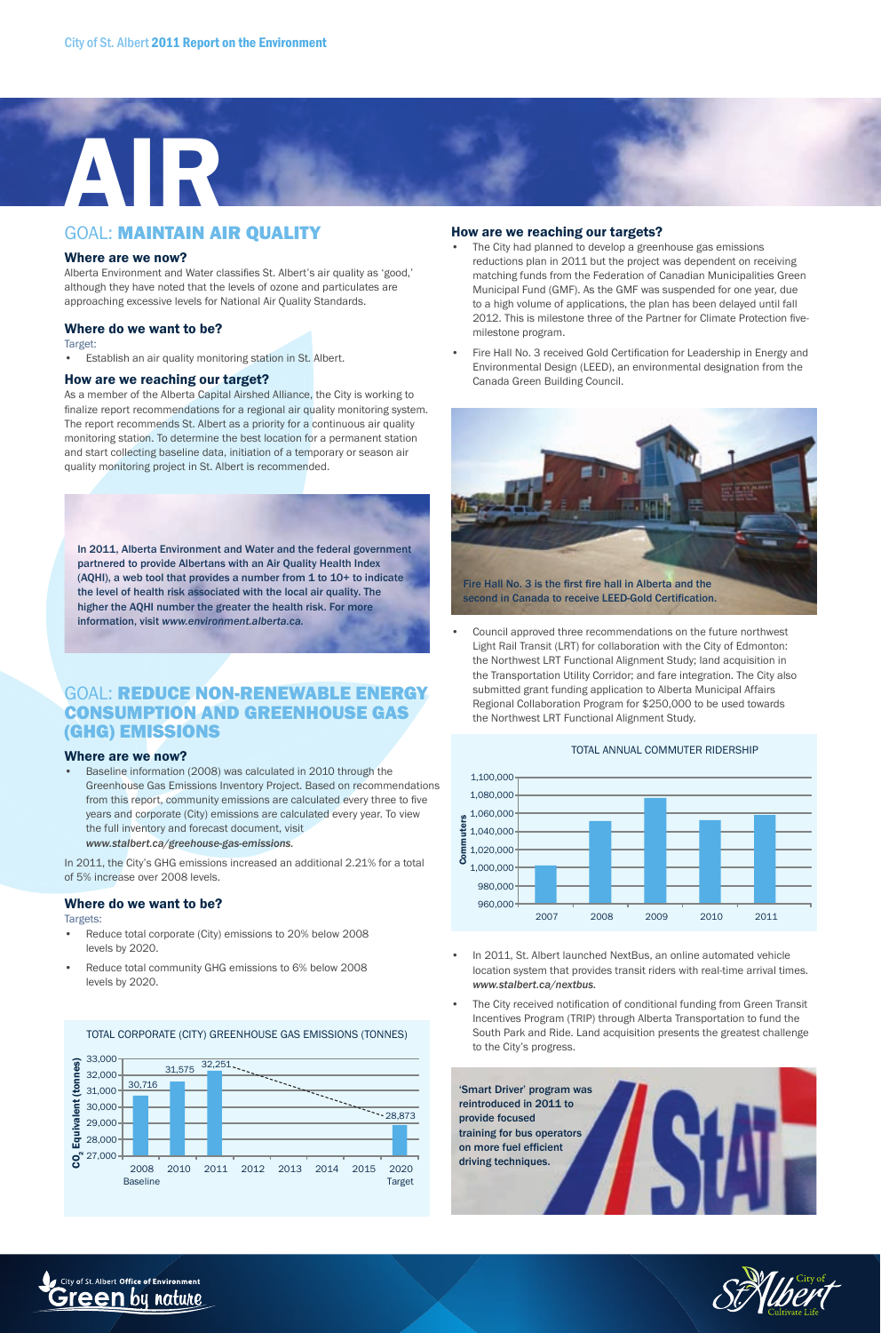# AIR

## GOAL: MAINTAIN AIR QUALITY

### Where are we now?

Alberta Environment and Water classifies St. Albert's air quality as 'good,' although they have noted that the levels of ozone and particulates are approaching excessive levels for National Air Quality Standards.

### Where do we want to be?

Target:

- Establish an air quality monitoring station in St. Albert.

### How are we reaching our target?

As a member of the Alberta Capital Airshed Alliance, the City is working to finalize report recommendations for a regional air quality monitoring system. The report recommends St. Albert as a priority for a continuous air quality monitoring station. To determine the best location for a permanent station and start collecting baseline data, initiation of a temporary or season air quality monitoring project in St. Albert is recommended.

In 2011, Alberta Environment and Water and the federal government partnered to provide Albertans with an Air Quality Health Index (AQHI), a web tool that provides a number from 1 to 10+ to indicate the level of health risk associated with the local air quality. The higher the AQHI number the greater the health risk. For more information, visit *www.environment.alberta.ca*.

## GOAL: REDUCE NON-RENEWABLE ENERGY CONSUMPTION AND GREENHOUSE GAS (GHG) EMISSIONS

### Where are we now?

- Baseline information (2008) was calculated in 2010 through the Greenhouse Gas Emissions Inventory Project. Based on recommendations from this report, community emissions are calculated every three to five years and corporate (City) emissions are calculated every year. To view the full inventory and forecast document, visit *www.stalbert.ca/greehouse-gas-emissions*.

In 2011, the City's GHG emissions increased an additional 2.21% for a total of 5% increase over 2008 levels.

### Where do we want to be?

Targets:

- Reduce total corporate (City) emissions to 20% below 2008 levels by 2020.
- Reduce total community GHG emissions to 6% below 2008 levels by 2020.

TOTAL CORPORATE (CITY) GREENHOUSE GAS EMISSIONS (TONNES)

| Year | $CO_2$ Equivalent (tonnes) |
|---|---|
| 2008 Baseline | 30,716 |
| 2010 | 31,575 |
| 2011 | 32,251 |
| 2020 Target | 28,873 |

### How are we reaching our targets?

- The City had planned to develop a greenhouse gas emissions reductions plan in 2011 but the project was dependent on receiving matching funds from the Federation of Canadian Municipalities Green Municipal Fund (GMF). As the GMF was suspended for one year, due to a high volume of applications, the plan has been delayed until fall 2012. This is milestone three of the Partner for Climate Protection five-milestone program.
- Fire Hall No. 3 received Gold Certification for Leadership in Energy and Environmental Design (LEED), an environmental designation from the Canada Green Building Council.

Fire Hall No. 3 is the first fire hall in Alberta and the second in Canada to receive LEED-Gold Certification.

- Council approved three recommendations on the future northwest Light Rail Transit (LRT) for collaboration with the City of Edmonton: the Northwest LRT Functional Alignment Study; land acquisition in the Transportation Utility Corridor; and fare integration. The City also submitted grant funding application to Alberta Municipal Affairs Regional Collaboration Program for $250,000 to be used towards the Northwest LRT Functional Alignment Study.

TOTAL ANNUAL COMMUTER RIDERSHIP

(Bar chart: Commuters, 2007–2011; axis 960,000 to 1,100,000)

- In 2011, St. Albert launched NextBus, an online automated vehicle location system that provides transit riders with real-time arrival times. *www.stalbert.ca/nextbus*.
- The City received notification of conditional funding from Green Transit Incentives Program (TRIP) through Alberta Transportation to fund the South Park and Ride. Land acquisition presents the greatest challenge to the City's progress.

'Smart Driver' program was reintroduced in 2011 to provide focused training for bus operators on more fuel efficient driving techniques.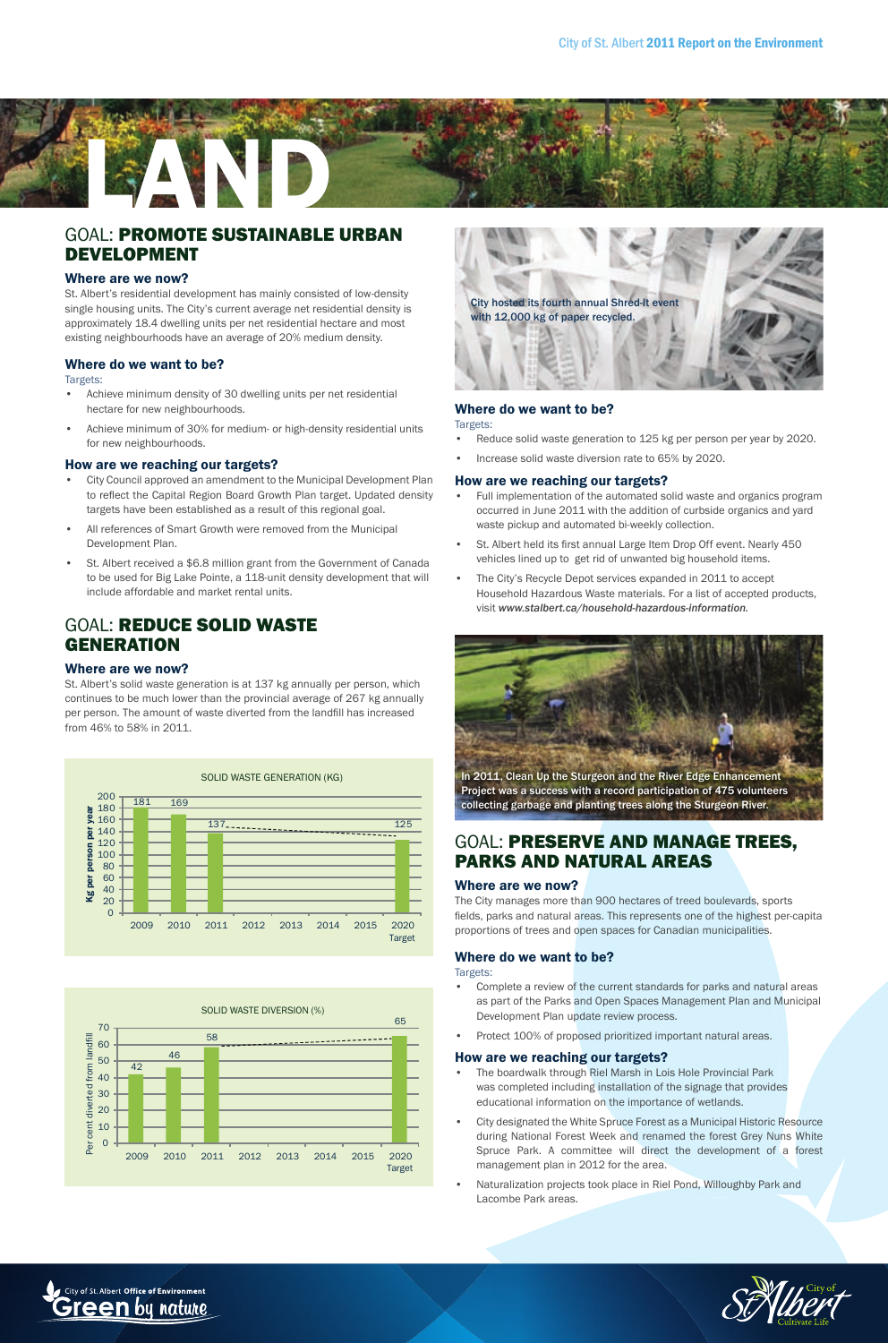# LAND

## GOAL: PROMOTE SUSTAINABLE URBAN DEVELOPMENT

### Where are we now?

St. Albert's residential development has mainly consisted of low-density single housing units. The City's current average net residential density is approximately 18.4 dwelling units per net residential hectare and most existing neighbourhoods have an average of 20% medium density.

### Where do we want to be?

Targets:

- Achieve minimum density of 30 dwelling units per net residential hectare for new neighbourhoods.
- Achieve minimum of 30% for medium- or high-density residential units for new neighbourhoods.

### How are we reaching our targets?

- City Council approved an amendment to the Municipal Development Plan to reflect the Capital Region Board Growth Plan target. Updated density targets have been established as a result of this regional goal.
- All references of Smart Growth were removed from the Municipal Development Plan.
- St. Albert received a $6.8 million grant from the Government of Canada to be used for Big Lake Pointe, a 118-unit density development that will include affordable and market rental units.

## GOAL: REDUCE SOLID WASTE GENERATION

### Where are we now?

St. Albert's solid waste generation is at 137 kg annually per person, which continues to be much lower than the provincial average of 267 kg annually per person. The amount of waste diverted from the landfill has increased from 46% to 58% in 2011.

SOLID WASTE GENERATION (KG)

| Year | Kg per person per year |
|---|---|
| 2009 | 181 |
| 2010 | 169 |
| 2011 | 137 |
| 2012 | |
| 2013 | |
| 2014 | |
| 2015 | |
| 2020 Target | 125 |

SOLID WASTE DIVERSION (%)

| Year | Per cent diverted from landfill |
|---|---|
| 2009 | 42 |
| 2010 | 46 |
| 2011 | 58 |
| 2012 | |
| 2013 | |
| 2014 | |
| 2015 | |
| 2020 Target | 65 |

City hosted its fourth annual Shred-It event with 12,000 kg of paper recycled.

### Where do we want to be?

Targets:

- Reduce solid waste generation to 125 kg per person per year by 2020.
- Increase solid waste diversion rate to 65% by 2020.

### How are we reaching our targets?

- Full implementation of the automated solid waste and organics program occurred in June 2011 with the addition of curbside organics and yard waste pickup and automated bi-weekly collection.
- St. Albert held its first annual Large Item Drop Off event. Nearly 450 vehicles lined up to get rid of unwanted big household items.
- The City's Recycle Depot services expanded in 2011 to accept Household Hazardous Waste materials. For a list of accepted products, visit *www.stalbert.ca/household-hazardous-information*.

In 2011, Clean Up the Sturgeon and the River Edge Enhancement Project was a success with a record participation of 475 volunteers collecting garbage and planting trees along the Sturgeon River.

## GOAL: PRESERVE AND MANAGE TREES, PARKS AND NATURAL AREAS

### Where are we now?

The City manages more than 900 hectares of treed boulevards, sports fields, parks and natural areas. This represents one of the highest per-capita proportions of trees and open spaces for Canadian municipalities.

### Where do we want to be?

Targets:

- Complete a review of the current standards for parks and natural areas as part of the Parks and Open Spaces Management Plan and Municipal Development Plan update review process.
- Protect 100% of proposed prioritized important natural areas.

### How are we reaching our targets?

- The boardwalk through Riel Marsh in Lois Hole Provincial Park was completed including installation of the signage that provides educational information on the importance of wetlands.
- City designated the White Spruce Forest as a Municipal Historic Resource during National Forest Week and renamed the forest Grey Nuns White Spruce Park. A committee will direct the development of a forest management plan in 2012 for the area.
- Naturalization projects took place in Riel Pond, Willoughby Park and Lacombe Park areas.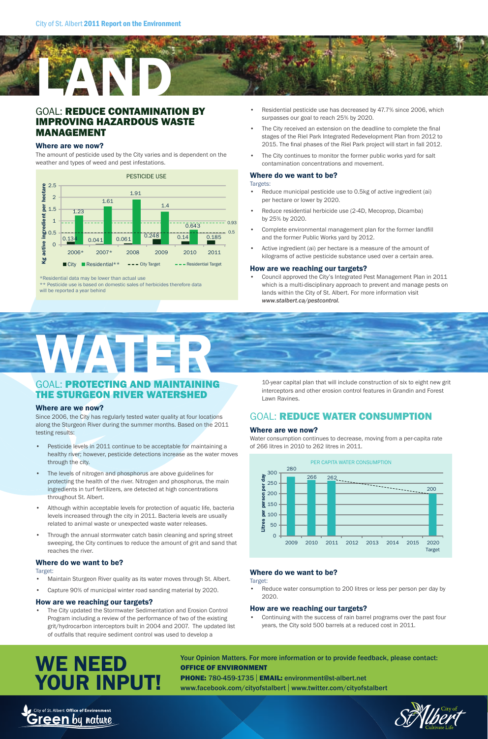City of St. Albert **2011 Report on the Environment**

# LAND

## GOAL: REDUCE CONTAMINATION BY IMPROVING HAZARDOUS WASTE MANAGEMENT

### Where are we now?

The amount of pesticide used by the City varies and is dependent on the weather and types of weed and pest infestations.

PESTICIDE USE

Kg active ingredient per hectare

2.5
2
1.5
1
0.5
0

2006* 2007* 2008 2009 2010 2011

0.134 1.23 0.041 1.61 0.061 1.91 0.248 1.4 0.14 0.643 0.185

0.93
0.5

City   Residential**   City Target   Residential Target

*Residential data may be lower than actual use
** Pesticide use is based on domestic sales of herbicides therefore data will be reported a year behind

- Residential pesticide use has decreased by 47.7% since 2006, which surpasses our goal to reach 25% by 2020.
- The City received an extension on the deadline to complete the final stages of the Riel Park Integrated Redevelopment Plan from 2012 to 2015. The final phases of the Riel Park project will start in fall 2012.
- The City continues to monitor the former public works yard for salt contamination concentrations and movement.

### Where do we want to be?

Targets:

- Reduce municipal pesticide use to 0.5kg of active ingredient (ai) per hectare or lower by 2020.
- Reduce residential herbicide use (2-4D, Mecoprop, Dicamba) by 25% by 2020.
- Complete environmental management plan for the former landfill and the former Public Works yard by 2012.
- Active ingredient (ai) per hectare is a measure of the amount of kilograms of active pesticide substance used over a certain area.

### How are we reaching our targets?

- Council approved the City's Integrated Pest Management Plan in 2011 which is a multi-disciplinary approach to prevent and manage pests on lands within the City of St. Albert. For more information visit *www.stalbert.ca/pestcontrol.*

# WATER

## GOAL: PROTECTING AND MAINTAINING THE STURGEON RIVER WATERSHED

### Where are we now?

Since 2006, the City has regularly tested water quality at four locations along the Sturgeon River during the summer months. Based on the 2011 testing results:

- Pesticide levels in 2011 continue to be acceptable for maintaining a healthy river; however, pesticide detections increase as the water moves through the city.
- The levels of nitrogen and phosphorus are above guidelines for protecting the health of the river. Nitrogen and phosphorus, the main ingredients in turf fertilizers, are detected at high concentrations throughout St. Albert.
- Although within acceptable levels for protection of aquatic life, bacteria levels increased through the city in 2011. Bacteria levels are usually related to animal waste or unexpected waste water releases.
- Through the annual stormwater catch basin cleaning and spring street sweeping, the City continues to reduce the amount of grit and sand that reaches the river.

### Where do we want to be?

Target:

- Maintain Sturgeon River quality as its water moves through St. Albert.
- Capture 90% of municipal winter road sanding material by 2020.

### How are we reaching our targets?

- The City updated the Stormwater Sedimentation and Erosion Control Program including a review of the performance of two of the existing grit/hydrocarbon interceptors built in 2004 and 2007. The updated list of outfalls that require sediment control was used to develop a 10-year capital plan that will include construction of six to eight new grit interceptors and other erosion control features in Grandin and Forest Lawn Ravines.

## GOAL: REDUCE WATER CONSUMPTION

### Where are we now?

Water consumption continues to decrease, moving from a per-capita rate of 266 litres in 2010 to 262 litres in 2011.

PER CAPITA WATER CONSUMPTION

Litres per person per day

300
250
200
150
100
50
0

2009 2010 2011 2012 2013 2014 2015 2020 Target

280 266 262 200

### Where do we want to be?

Target:

- Reduce water consumption to 200 litres or less per person per day by 2020.

### How are we reaching our targets?

- Continuing with the success of rain barrel programs over the past four years, the City sold 500 barrels at a reduced cost in 2011.

# WE NEED YOUR INPUT!

Your Opinion Matters. For more information or to provide feedback, please contact:
**OFFICE OF ENVIRONMENT**
**PHONE:** 780-459-1735 | **EMAIL:** environment@st-albert.net
www.facebook.com/cityofstalbert | www.twitter.com/cityofstalbert

City of St. Albert Office of Environment Green by nature

City of St. Albert Cultivate Life